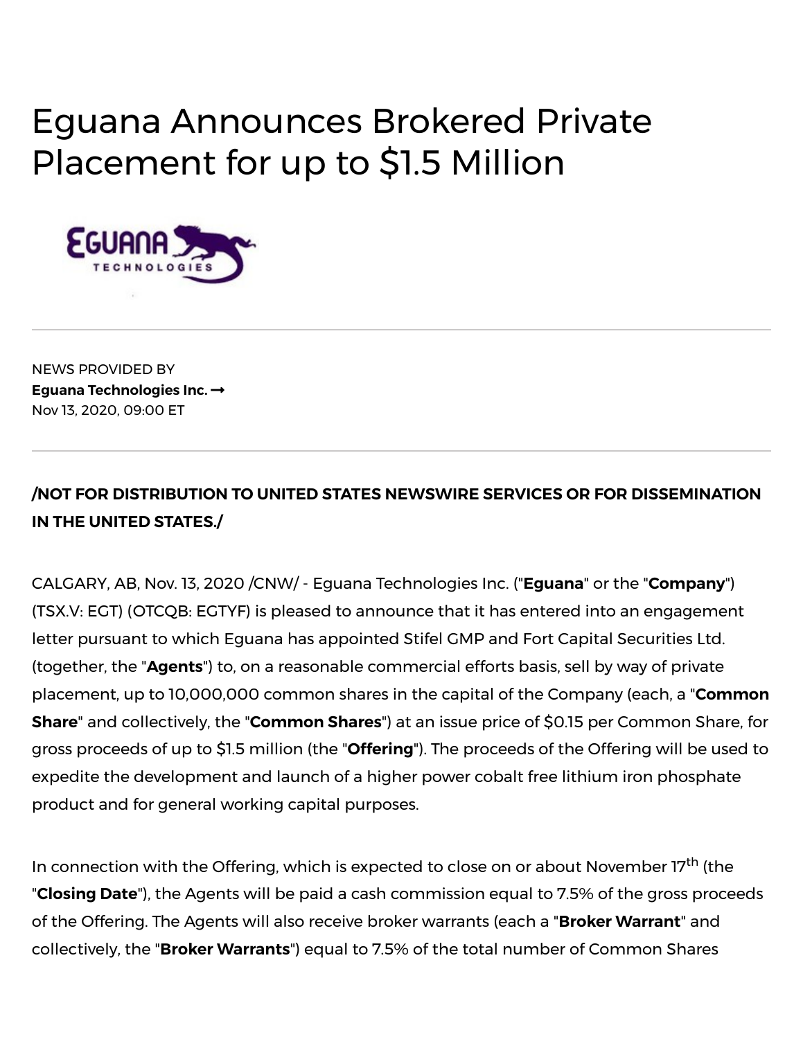# Eguana Announces Brokered Private Placement for up to $1.5 Million

NEWS PROVIDED BY
**Eguana Technologies Inc. ➞**
Nov 13, 2020, 09:00 ET

**/NOT FOR DISTRIBUTION TO UNITED STATES NEWSWIRE SERVICES OR FOR DISSEMINATION IN THE UNITED STATES./**

CALGARY, AB, Nov. 13, 2020 /CNW/ - Eguana Technologies Inc. ("**Eguana**" or the "**Company**") (TSX.V: EGT) (OTCQB: EGTYF) is pleased to announce that it has entered into an engagement letter pursuant to which Eguana has appointed Stifel GMP and Fort Capital Securities Ltd. (together, the "**Agents**") to, on a reasonable commercial efforts basis, sell by way of private placement, up to 10,000,000 common shares in the capital of the Company (each, a "**Common Share**" and collectively, the "**Common Shares**") at an issue price of $0.15 per Common Share, for gross proceeds of up to $1.5 million (the "**Offering**"). The proceeds of the Offering will be used to expedite the development and launch of a higher power cobalt free lithium iron phosphate product and for general working capital purposes.

In connection with the Offering, which is expected to close on or about November 17th (the "**Closing Date**"), the Agents will be paid a cash commission equal to 7.5% of the gross proceeds of the Offering. The Agents will also receive broker warrants (each a "**Broker Warrant**" and collectively, the "**Broker Warrants**") equal to 7.5% of the total number of Common Shares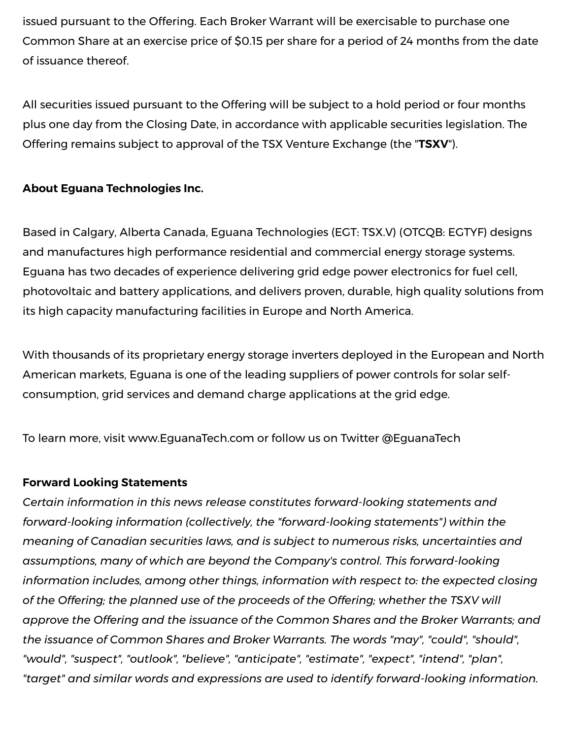issued pursuant to the Offering. Each Broker Warrant will be exercisable to purchase one Common Share at an exercise price of $0.15 per share for a period of 24 months from the date of issuance thereof.

All securities issued pursuant to the Offering will be subject to a hold period or four months plus one day from the Closing Date, in accordance with applicable securities legislation. The Offering remains subject to approval of the TSX Venture Exchange (the "**TSXV**").

**About Eguana Technologies Inc.**

Based in Calgary, Alberta Canada, Eguana Technologies (EGT: TSX.V) (OTCQB: EGTYF) designs and manufactures high performance residential and commercial energy storage systems. Eguana has two decades of experience delivering grid edge power electronics for fuel cell, photovoltaic and battery applications, and delivers proven, durable, high quality solutions from its high capacity manufacturing facilities in Europe and North America.

With thousands of its proprietary energy storage inverters deployed in the European and North American markets, Eguana is one of the leading suppliers of power controls for solar self-consumption, grid services and demand charge applications at the grid edge.

To learn more, visit www.EguanaTech.com or follow us on Twitter @EguanaTech

**Forward Looking Statements**

*Certain information in this news release constitutes forward-looking statements and forward-looking information (collectively, the "forward-looking statements") within the meaning of Canadian securities laws, and is subject to numerous risks, uncertainties and assumptions, many of which are beyond the Company's control. This forward-looking information includes, among other things, information with respect to: the expected closing of the Offering; the planned use of the proceeds of the Offering; whether the TSXV will approve the Offering and the issuance of the Common Shares and the Broker Warrants; and the issuance of Common Shares and Broker Warrants. The words "may", "could", "should", "would", "suspect", "outlook", "believe", "anticipate", "estimate", "expect", "intend", "plan", "target" and similar words and expressions are used to identify forward-looking information.*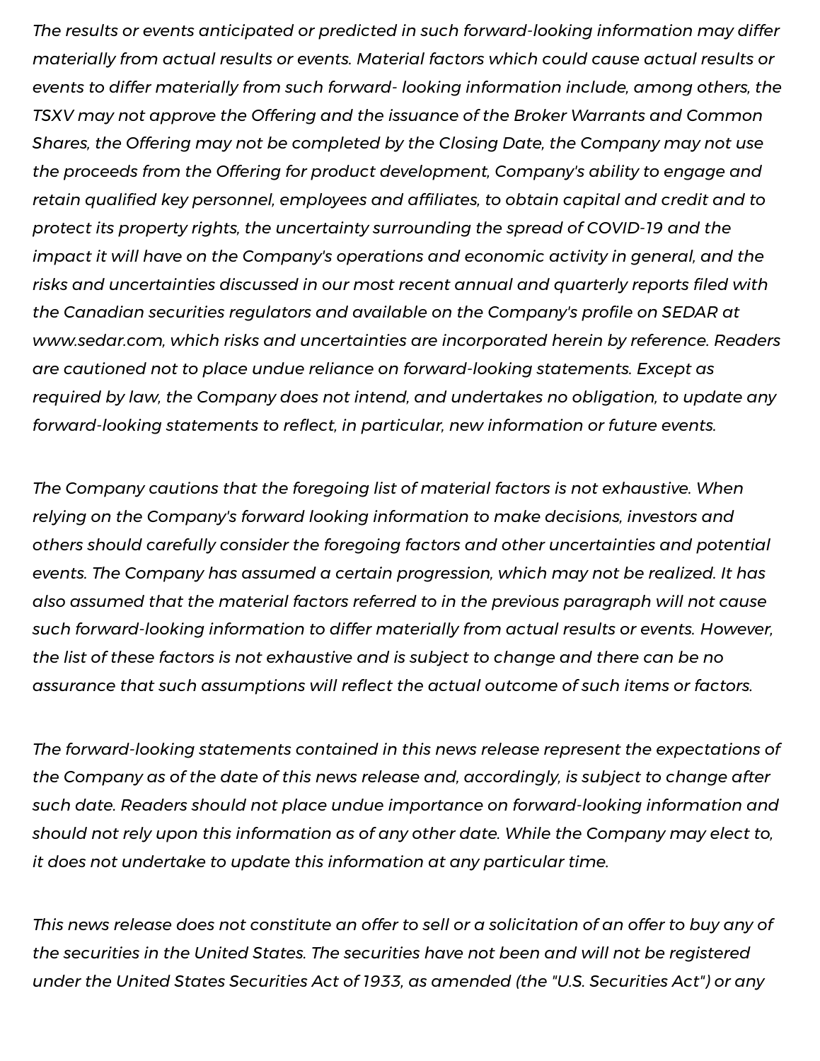*The results or events anticipated or predicted in such forward-looking information may differ materially from actual results or events. Material factors which could cause actual results or events to differ materially from such forward- looking information include, among others, the TSXV may not approve the Offering and the issuance of the Broker Warrants and Common Shares, the Offering may not be completed by the Closing Date, the Company may not use the proceeds from the Offering for product development, Company's ability to engage and retain qualified key personnel, employees and affiliates, to obtain capital and credit and to protect its property rights, the uncertainty surrounding the spread of COVID-19 and the impact it will have on the Company's operations and economic activity in general, and the risks and uncertainties discussed in our most recent annual and quarterly reports filed with the Canadian securities regulators and available on the Company's profile on SEDAR at www.sedar.com, which risks and uncertainties are incorporated herein by reference. Readers are cautioned not to place undue reliance on forward-looking statements. Except as required by law, the Company does not intend, and undertakes no obligation, to update any forward-looking statements to reflect, in particular, new information or future events.*

*The Company cautions that the foregoing list of material factors is not exhaustive. When relying on the Company's forward looking information to make decisions, investors and others should carefully consider the foregoing factors and other uncertainties and potential events. The Company has assumed a certain progression, which may not be realized. It has also assumed that the material factors referred to in the previous paragraph will not cause such forward-looking information to differ materially from actual results or events. However, the list of these factors is not exhaustive and is subject to change and there can be no assurance that such assumptions will reflect the actual outcome of such items or factors.*

*The forward-looking statements contained in this news release represent the expectations of the Company as of the date of this news release and, accordingly, is subject to change after such date. Readers should not place undue importance on forward-looking information and should not rely upon this information as of any other date. While the Company may elect to, it does not undertake to update this information at any particular time.*

*This news release does not constitute an offer to sell or a solicitation of an offer to buy any of the securities in the United States. The securities have not been and will not be registered under the United States Securities Act of 1933, as amended (the "U.S. Securities Act") or any*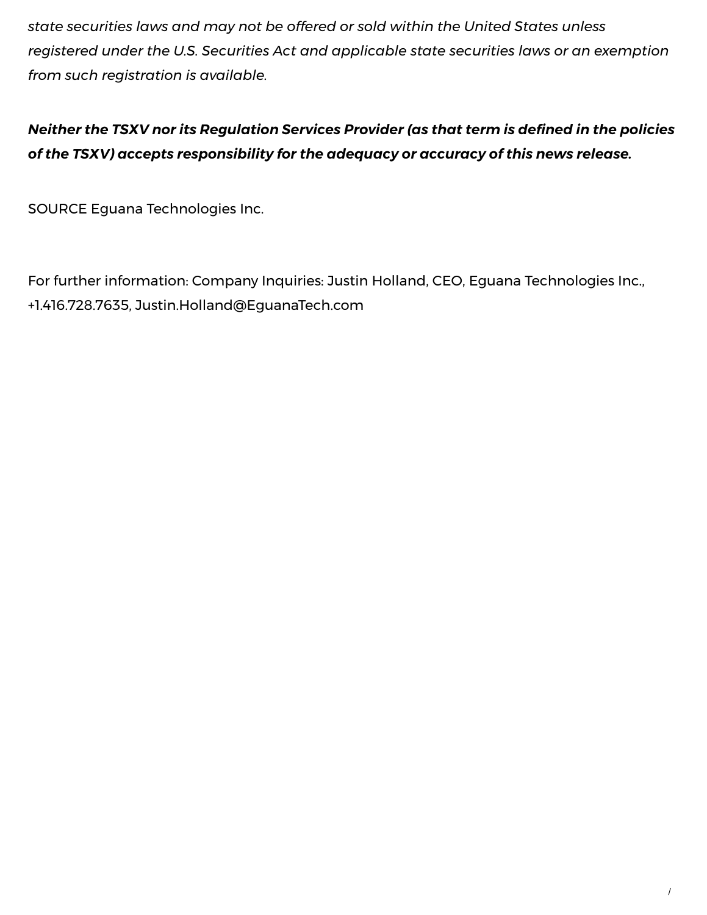*state securities laws and may not be offered or sold within the United States unless registered under the U.S. Securities Act and applicable state securities laws or an exemption from such registration is available.*

***Neither the TSXV nor its Regulation Services Provider (as that term is defined in the policies of the TSXV) accepts responsibility for the adequacy or accuracy of this news release.***

SOURCE Eguana Technologies Inc.

For further information: Company Inquiries: Justin Holland, CEO, Eguana Technologies Inc., +1.416.728.7635, Justin.Holland@EguanaTech.com